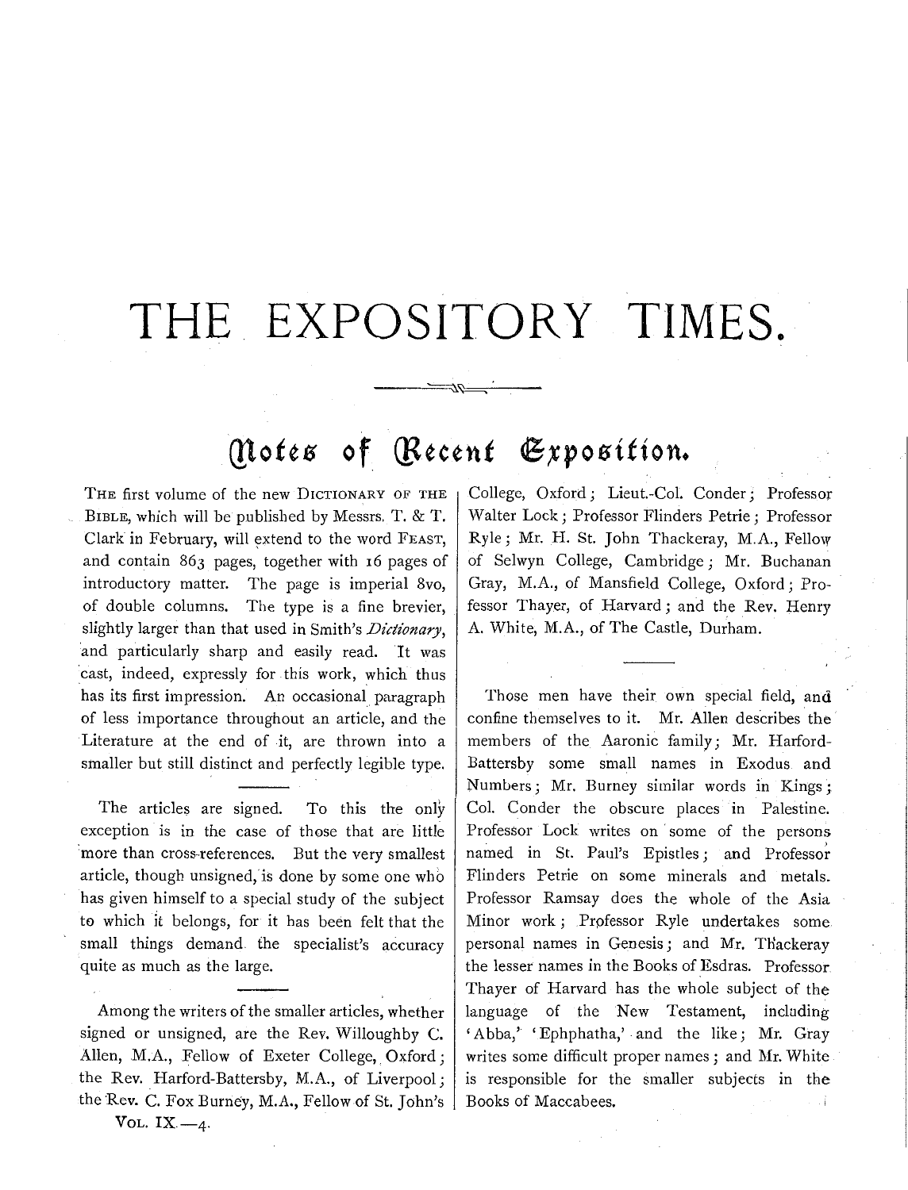# THE EXPOSITORY TIMES.

## Notes of Recent Exposition.

The first volume of the new Dictionary of the Bible, which will be published by Messrs. T. & T. Clark in February, will extend to the word Feast, and contain 863 pages, together with 16 pages of introductory matter. The page is imperial 8vo, of double columns. The type is a fine brevier, slightly larger than that used in Smith's *Dictionary*, and particularly sharp and easily read. It was cast, indeed, expressly for this work, which thus has its first impression. An occasional paragraph of less importance throughout an article, and the Literature at the end of it, are thrown into a smaller but still distinct and perfectly legible type.

The articles are signed. To this the only exception is in the case of those that are little more than cross-references. But the very smallest article, though unsigned, is done by some one who has given himself to a special study of the subject to which it belongs, for it has been felt that the small things demand the specialist's accuracy quite as much as the large.

Among the writers of the smaller articles, whether signed or unsigned, are the Rev. Willoughby C. Allen, M.A., Fellow of Exeter College, Oxford; the Rev. Harford-Battersby, M.A., of Liverpool; the Rev. C. Fox Burney, M.A., Fellow of St. John's College, Oxford; Lieut.-Col. Conder; Professor Walter Lock; Professor Flinders Petrie; Professor Ryle; Mr. H. St. John Thackeray, M.A., Fellow of Selwyn College, Cambridge; Mr. Buchanan Gray, M.A., of Mansfield College, Oxford; Professor Thayer, of Harvard; and the Rev. Henry A. White, M.A., of The Castle, Durham.

Those men have their own special field, and confine themselves to it. Mr. Allen describes the members of the Aaronic family; Mr. Harford-Battersby some small names in Exodus and Numbers; Mr. Burney similar words in Kings; Col. Conder the obscure places in Palestine. Professor Lock writes on some of the persons named in St. Paul's Epistles; and Professor Flinders Petrie on some minerals and metals. Professor Ramsay does the whole of the Asia Minor work; Professor Ryle undertakes some personal names in Genesis; and Mr. Thackeray the lesser names in the Books of Esdras. Professor Thayer of Harvard has the whole subject of the language of the New Testament, including 'Abba,' 'Ephphatha,' and the like; Mr. Gray writes some difficult proper names; and Mr. White is responsible for the smaller subjects in the Books of Maccabees.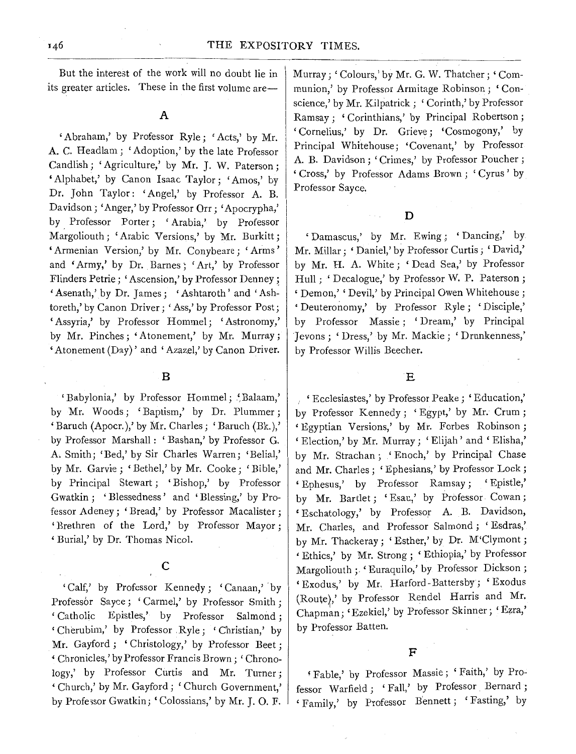But the interest of the work will no doubt lie in its greater articles. These in the first volume are—

## A

'Abraham,' by Professor Ryle; 'Acts,' by Mr. A. C. Headlam; 'Adoption,' by the late Professor Candlish; 'Agriculture,' by Mr. J. W. Paterson; 'Alphabet,' by Canon Isaac Taylor; 'Amos,' by Dr. John Taylor: 'Angel,' by Professor A. B. Davidson; 'Anger,' by Professor Orr; 'Apocrypha,' by Professor Porter; 'Arabia,' by Professor Margoliouth; 'Arabic Versions,' by Mr. Burkitt; 'Armenian Version,' by Mr. Conybeare; 'Arms' and 'Army,' by Dr. Barnes; 'Art,' by Professor Flinders Petrie; 'Ascension,' by Professor Denney; 'Asenath,' by Dr. James; 'Ashtaroth' and 'Ashtoreth,' by Canon Driver; 'Ass,' by Professor Post; 'Assyria,' by Professor Hommel; 'Astronomy,' by Mr. Pinches; 'Atonement,' by Mr. Murray; 'Atonement (Day)' and 'Azazel,' by Canon Driver.

## B

'Babylonia,' by Professor Hommel; 'Balaam,' by Mr. Woods; 'Baptism,' by Dr. Plummer; 'Baruch (Apocr.),' by Mr. Charles; 'Baruch (Bk.),' by Professor Marshall: 'Bashan,' by Professor G. A. Smith; 'Bed,' by Sir Charles Warren; 'Belial,' by Mr. Garvie; 'Bethel,' by Mr. Cooke; 'Bible,' by Principal Stewart; 'Bishop,' by Professor Gwatkin; 'Blessedness' and 'Blessing,' by Professor Adeney; 'Bread,' by Professor Macalister; 'Brethren of the Lord,' by Professor Mayor; 'Burial,' by Dr. Thomas Nicol.

## C

'Calf,' by Professor Kennedy; 'Canaan,' by Professor Sayce; 'Carmel,' by Professor Smith; 'Catholic Epistles,' by Professor Salmond; 'Cherubim,' by Professor Ryle; 'Christian,' by Mr. Gayford; 'Christology,' by Professor Beet; 'Chronicles,' by Professor Francis Brown; 'Chronology,' by Professor Curtis and Mr. Turner; 'Church,' by Mr. Gayford; 'Church Government,' by Professor Gwatkin; 'Colossians,' by Mr. J. O. F. Murray; 'Colours,' by Mr. G. W. Thatcher; 'Communion,' by Professor Armitage Robinson; 'Conscience,' by Mr. Kilpatrick; 'Corinth,' by Professor Ramsay; 'Corinthians,' by Principal Robertson; 'Cornelius,' by Dr. Grieve; 'Cosmogony,' by Principal Whitehouse; 'Covenant,' by Professor A. B. Davidson; 'Crimes,' by Professor Poucher; 'Cross,' by Professor Adams Brown; 'Cyrus' by Professor Sayce.

## D

'Damascus,' by Mr. Ewing; 'Dancing,' by Mr. Millar; 'Daniel,' by Professor Curtis; 'David,' by Mr. H. A. White; 'Dead Sea,' by Professor Hull; 'Decalogue,' by Professor W. P. Paterson; 'Demon,' 'Devil,' by Principal Owen Whitehouse; 'Deuteronomy,' by Professor Ryle; 'Disciple,' by Professor Massie; 'Dream,' by Principal Jevons; 'Dress,' by Mr. Mackie; 'Drunkenness,' by Professor Willis Beecher.

## E

'Ecclesiastes,' by Professor Peake; 'Education,' by Professor Kennedy; 'Egypt,' by Mr. Crum; 'Egyptian Versions,' by Mr. Forbes Robinson; 'Election,' by Mr. Murray; 'Elijah' and 'Elisha,' by Mr. Strachan; 'Enoch,' by Principal Chase and Mr. Charles; 'Ephesians,' by Professor Lock; 'Ephesus,' by Professor Ramsay; 'Epistle,' by Mr. Bartlet; 'Esau,' by Professor Cowan; 'Eschatology,' by Professor A. B. Davidson, Mr. Charles, and Professor Salmond; 'Esdras,' by Mr. Thackeray; 'Esther,' by Dr. M'Clymont; 'Ethics,' by Mr. Strong; 'Ethiopia,' by Professor Margoliouth; 'Euraquilo,' by Professor Dickson; 'Exodus,' by Mr. Harford-Battersby; 'Exodus (Route),' by Professor Rendel Harris and Mr. Chapman; 'Ezekiel,' by Professor Skinner; 'Ezra,' by Professor Batten.

## F

'Fable,' by Professor Massie; 'Faith,' by Professor Warfield; 'Fall,' by Professor Bernard; 'Family,' by Professor Bennett; 'Fasting,' by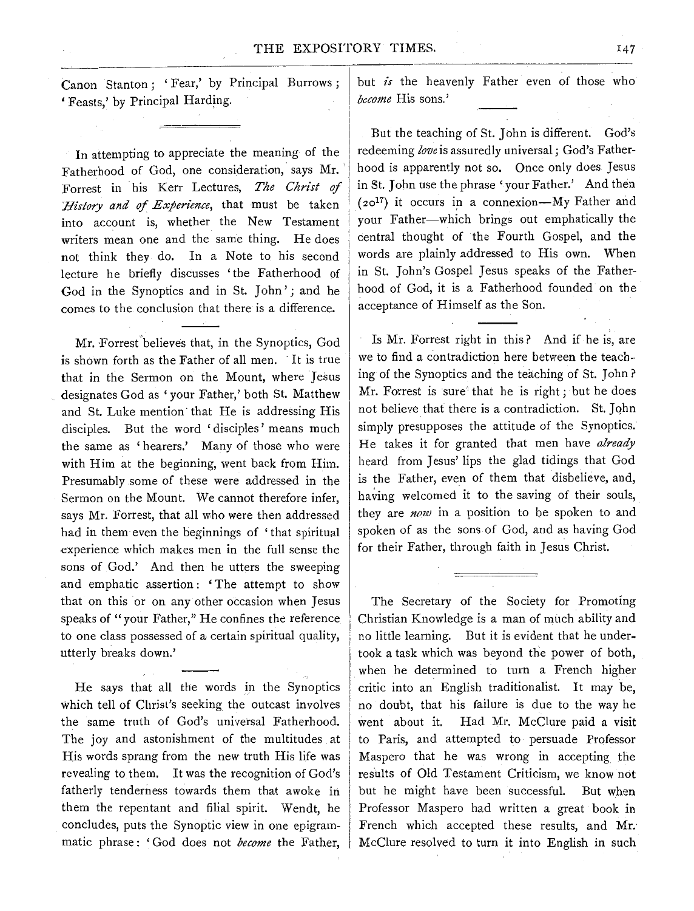Canon Stanton; 'Fear,' by Principal Burrows; 'Feasts,' by Principal Harding.

---

In attempting to appreciate the meaning of the Fatherhood of God, one consideration, says Mr. Forrest in his Kerr Lectures, *The Christ of History and of Experience*, that must be taken into account is, whether the New Testament writers mean one and the same thing. He does not think they do. In a Note to his second lecture he briefly discusses 'the Fatherhood of God in the Synoptics and in St. John'; and he comes to the conclusion that there is a difference.

Mr. Forrest believes that, in the Synoptics, God is shown forth as the Father of all men. It is true that in the Sermon on the Mount, where Jesus designates God as 'your Father,' both St. Matthew and St. Luke mention that He is addressing His disciples. But the word 'disciples' means much the same as 'hearers.' Many of those who were with Him at the beginning, went back from Him. Presumably some of these were addressed in the Sermon on the Mount. We cannot therefore infer, says Mr. Forrest, that all who were then addressed had in them even the beginnings of 'that spiritual experience which makes men in the full sense the sons of God.' And then he utters the sweeping and emphatic assertion: 'The attempt to show that on this or on any other occasion when Jesus speaks of "your Father," He confines the reference to one class possessed of a certain spiritual quality, utterly breaks down.'

He says that all the words in the Synoptics which tell of Christ's seeking the outcast involves the same truth of God's universal Fatherhood. The joy and astonishment of the multitudes at His words sprang from the new truth His life was revealing to them. It was the recognition of God's fatherly tenderness towards them that awoke in them the repentant and filial spirit. Wendt, he concludes, puts the Synoptic view in one epigrammatic phrase: 'God does not *become* the Father, but *is* the heavenly Father even of those who *become* His sons.'

But the teaching of St. John is different. God's redeeming *love* is assuredly universal; God's Fatherhood is apparently not so. Once only does Jesus in St. John use the phrase 'your Father.' And then ($20^{17}$) it occurs in a connexion—My Father and your Father—which brings out emphatically the central thought of the Fourth Gospel, and the words are plainly addressed to His own. When in St. John's Gospel Jesus speaks of the Fatherhood of God, it is a Fatherhood founded on the acceptance of Himself as the Son.

Is Mr. Forrest right in this? And if he is, are we to find a contradiction here between the teaching of the Synoptics and the teaching of St. John? Mr. Forrest is sure that he is right; but he does not believe that there is a contradiction. St. John simply presupposes the attitude of the Synoptics. He takes it for granted that men have *already* heard from Jesus' lips the glad tidings that God is the Father, even of them that disbelieve, and, having welcomed it to the saving of their souls, they are *now* in a position to be spoken to and spoken of as the sons of God, and as having God for their Father, through faith in Jesus Christ.

---

The Secretary of the Society for Promoting Christian Knowledge is a man of much ability and no little learning. But it is evident that he undertook a task which was beyond the power of both, when he determined to turn a French higher critic into an English traditionalist. It may be, no doubt, that his failure is due to the way he went about it. Had Mr. McClure paid a visit to Paris, and attempted to persuade Professor Maspero that he was wrong in accepting the results of Old Testament Criticism, we know not but he might have been successful. But when Professor Maspero had written a great book in French which accepted these results, and Mr. McClure resolved to turn it into English in such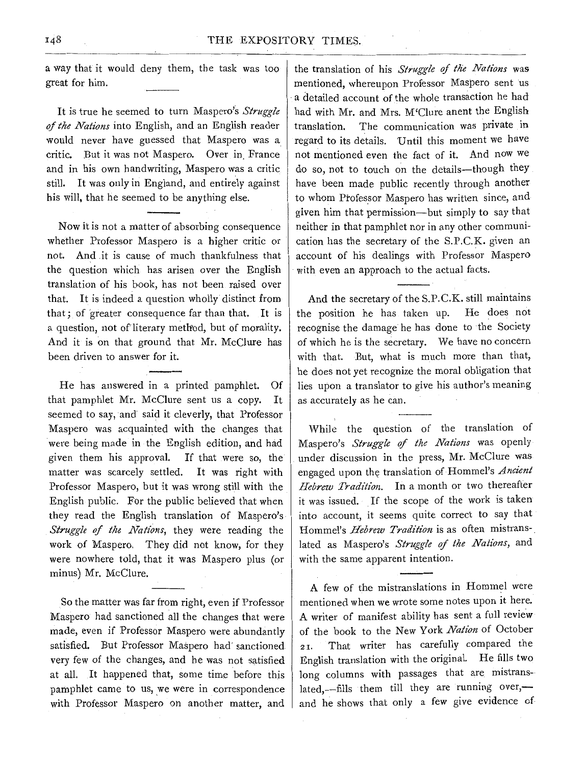a way that it would deny them, the task was too great for him.

It is true he seemed to turn Maspero's *Struggle of the Nations* into English, and an English reader would never have guessed that Maspero was a critic. But it was not Maspero. Over in France and in his own handwriting, Maspero was a critic still. It was only in England, and entirely against his will, that he seemed to be anything else.

Now it is not a matter of absorbing consequence whether Professor Maspero is a higher critic or not. And it is cause of much thankfulness that the question which has arisen over the English translation of his book, has not been raised over that. It is indeed a question wholly distinct from that; of greater consequence far than that. It is a question, not of literary method, but of morality. And it is on that ground that Mr. McClure has been driven to answer for it.

He has answered in a printed pamphlet. Of that pamphlet Mr. McClure sent us a copy. It seemed to say, and said it cleverly, that Professor Maspero was acquainted with the changes that were being made in the English edition, and had given them his approval. If that were so, the matter was scarcely settled. It was right with Professor Maspero, but it was wrong still with the English public. For the public believed that when they read the English translation of Maspero's *Struggle of the Nations*, they were reading the work of Maspero. They did not know, for they were nowhere told, that it was Maspero plus (or minus) Mr. McClure.

So the matter was far from right, even if Professor Maspero had sanctioned all the changes that were made, even if Professor Maspero were abundantly satisfied. But Professor Maspero had sanctioned very few of the changes, and he was not satisfied at all. It happened that, some time before this pamphlet came to us, we were in correspondence with Professor Maspero on another matter, and the translation of his *Struggle of the Nations* was mentioned, whereupon Professor Maspero sent us a detailed account of the whole transaction he had had with Mr. and Mrs. M'Clure anent the English translation. The communication was private in regard to its details. Until this moment we have not mentioned even the fact of it. And now we do so, not to touch on the details—though they have been made public recently through another to whom Professor Maspero has written since, and given him that permission—but simply to say that neither in that pamphlet nor in any other communication has the secretary of the S.P.C.K. given an account of his dealings with Professor Maspero with even an approach to the actual facts.

And the secretary of the S.P.C.K. still maintains the position he has taken up. He does not recognise the damage he has done to the Society of which he is the secretary. We have no concern with that. But, what is much more than that, he does not yet recognize the moral obligation that lies upon a translator to give his author's meaning as accurately as he can.

While the question of the translation of Maspero's *Struggle of the Nations* was openly under discussion in the press, Mr. McClure was engaged upon the translation of Hommel's *Ancient Hebrew Tradition*. In a month or two thereafter it was issued. If the scope of the work is taken into account, it seems quite correct to say that Hommel's *Hebrew Tradition* is as often mistranslated as Maspero's *Struggle of the Nations*, and with the same apparent intention.

A few of the mistranslations in Hommel were mentioned when we wrote some notes upon it here. A writer of manifest ability has sent a full review of the book to the New York *Nation* of October 21. That writer has carefully compared the English translation with the original. He fills two long columns with passages that are mistranslated,—fills them till they are running over,—and he shows that only a few give evidence of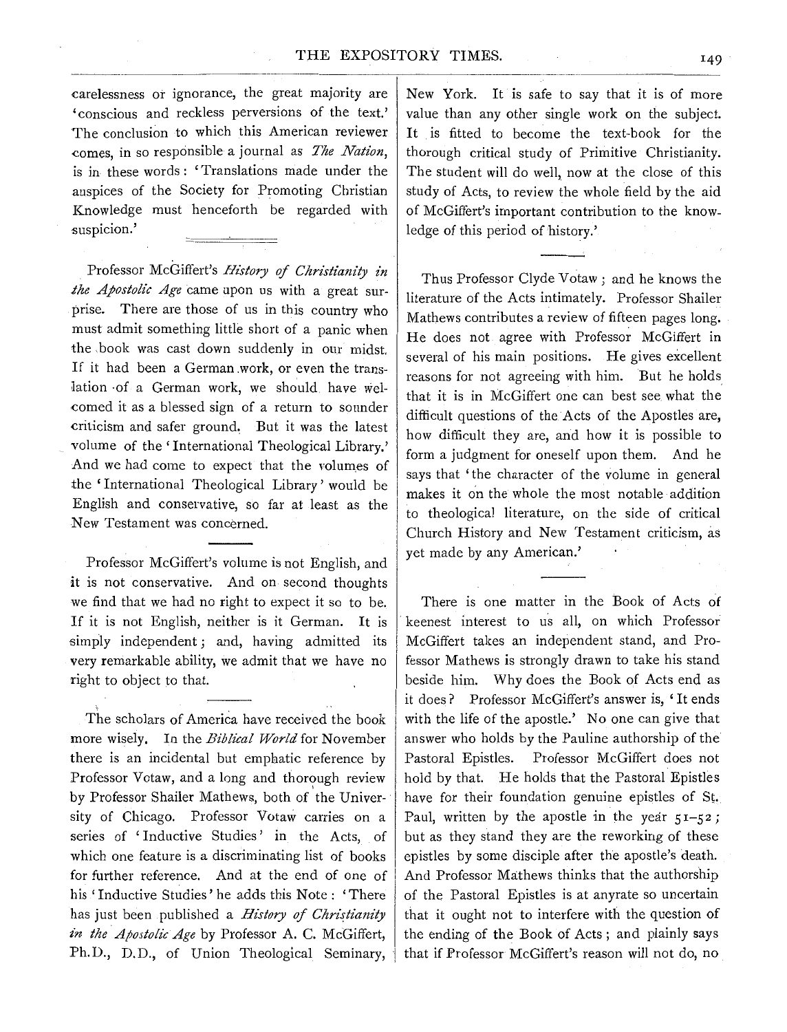carelessness or ignorance, the great majority are 'conscious and reckless perversions of the text.' The conclusion to which this American reviewer comes, in so responsible a journal as *The Nation*, is in these words: 'Translations made under the auspices of the Society for Promoting Christian Knowledge must henceforth be regarded with suspicion.'

---

Professor McGiffert's *History of Christianity in the Apostolic Age* came upon us with a great surprise. There are those of us in this country who must admit something little short of a panic when the book was cast down suddenly in our midst. If it had been a German work, or even the translation of a German work, we should have welcomed it as a blessed sign of a return to sounder criticism and safer ground. But it was the latest volume of the 'International Theological Library.' And we had come to expect that the volumes of the 'International Theological Library' would be English and conservative, so far at least as the New Testament was concerned.

---

Professor McGiffert's volume is not English, and it is not conservative. And on second thoughts we find that we had no right to expect it so to be. If it is not English, neither is it German. It is simply independent; and, having admitted its very remarkable ability, we admit that we have no right to object to that.

---

The scholars of America have received the book more wisely. In the *Biblical World* for November there is an incidental but emphatic reference by Professor Votaw, and a long and thorough review by Professor Shailer Mathews, both of the University of Chicago. Professor Votaw carries on a series of 'Inductive Studies' in the Acts, of which one feature is a discriminating list of books for further reference. And at the end of one of his 'Inductive Studies' he adds this Note: 'There has just been published a *History of Christianity in the Apostolic Age* by Professor A. C. McGiffert, Ph.D., D.D., of Union Theological Seminary, New York. It is safe to say that it is of more value than any other single work on the subject. It is fitted to become the text-book for the thorough critical study of Primitive Christianity. The student will do well, now at the close of this study of Acts, to review the whole field by the aid of McGiffert's important contribution to the knowledge of this period of history.'

---

Thus Professor Clyde Votaw; and he knows the literature of the Acts intimately. Professor Shailer Mathews contributes a review of fifteen pages long. He does not agree with Professor McGiffert in several of his main positions. He gives excellent reasons for not agreeing with him. But he holds that it is in McGiffert one can best see what the difficult questions of the Acts of the Apostles are, how difficult they are, and how it is possible to form a judgment for oneself upon them. And he says that 'the character of the volume in general makes it on the whole the most notable addition to theological literature, on the side of critical Church History and New Testament criticism, as yet made by any American.'

---

There is one matter in the Book of Acts of keenest interest to us all, on which Professor McGiffert takes an independent stand, and Professor Mathews is strongly drawn to take his stand beside him. Why does the Book of Acts end as it does? Professor McGiffert's answer is, 'It ends with the life of the apostle.' No one can give that answer who holds by the Pauline authorship of the Pastoral Epistles. Professor McGiffert does not hold by that. He holds that the Pastoral Epistles have for their foundation genuine epistles of St. Paul, written by the apostle in the year 51–52; but as they stand they are the reworking of these epistles by some disciple after the apostle's death. And Professor Mathews thinks that the authorship of the Pastoral Epistles is at anyrate so uncertain that it ought not to interfere with the question of the ending of the Book of Acts; and plainly says that if Professor McGiffert's reason will not do, no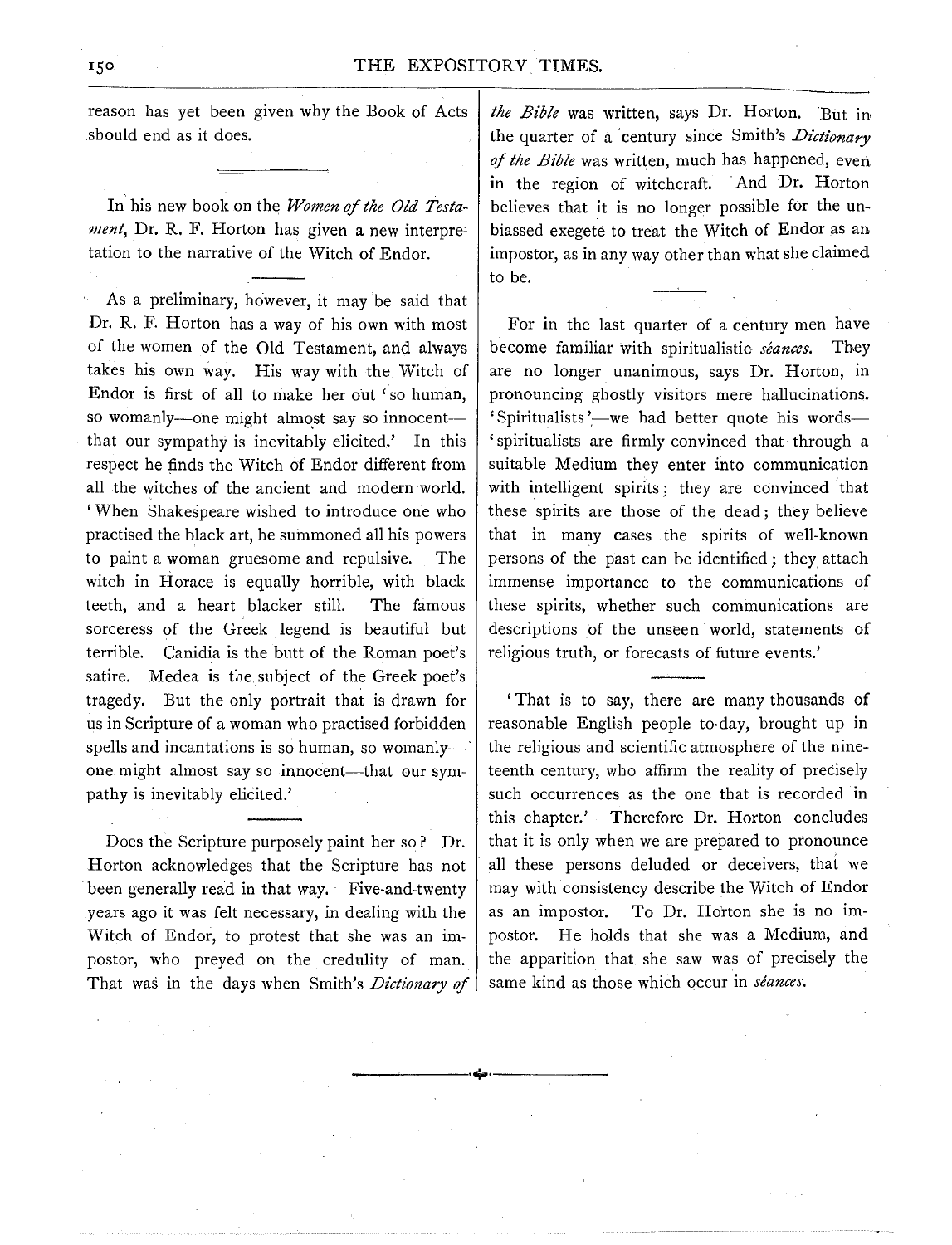reason has yet been given why the Book of Acts should end as it does.

---

In his new book on the *Women of the Old Testament*, Dr. R. F. Horton has given a new interpretation to the narrative of the Witch of Endor.

As a preliminary, however, it may be said that Dr. R. F. Horton has a way of his own with most of the women of the Old Testament, and always takes his own way. His way with the Witch of Endor is first of all to make her out 'so human, so womanly—one might almost say so innocent—that our sympathy is inevitably elicited.' In this respect he finds the Witch of Endor different from all the witches of the ancient and modern world. 'When Shakespeare wished to introduce one who practised the black art, he summoned all his powers to paint a woman gruesome and repulsive. The witch in Horace is equally horrible, with black teeth, and a heart blacker still. The famous sorceress of the Greek legend is beautiful but terrible. Canidia is the butt of the Roman poet's satire. Medea is the subject of the Greek poet's tragedy. But the only portrait that is drawn for us in Scripture of a woman who practised forbidden spells and incantations is so human, so womanly—one might almost say so innocent—that our sympathy is inevitably elicited.'

Does the Scripture purposely paint her so? Dr. Horton acknowledges that the Scripture has not been generally read in that way. Five-and-twenty years ago it was felt necessary, in dealing with the Witch of Endor, to protest that she was an impostor, who preyed on the credulity of man. That was in the days when Smith's *Dictionary of the Bible* was written, says Dr. Horton. But in the quarter of a century since Smith's *Dictionary of the Bible* was written, much has happened, even in the region of witchcraft. And Dr. Horton believes that it is no longer possible for the unbiassed exegete to treat the Witch of Endor as an impostor, as in any way other than what she claimed to be.

For in the last quarter of a century men have become familiar with spiritualistic *séances*. They are no longer unanimous, says Dr. Horton, in pronouncing ghostly visitors mere hallucinations. 'Spiritualists'—we had better quote his words—'spiritualists are firmly convinced that through a suitable Medium they enter into communication with intelligent spirits; they are convinced that these spirits are those of the dead; they believe that in many cases the spirits of well-known persons of the past can be identified; they attach immense importance to the communications of these spirits, whether such communications are descriptions of the unseen world, statements of religious truth, or forecasts of future events.'

'That is to say, there are many thousands of reasonable English people to-day, brought up in the religious and scientific atmosphere of the nineteenth century, who affirm the reality of precisely such occurrences as the one that is recorded in this chapter.' Therefore Dr. Horton concludes that it is only when we are prepared to pronounce all these persons deluded or deceivers, that we may with consistency describe the Witch of Endor as an impostor. To Dr. Horton she is no impostor. He holds that she was a Medium, and the apparition that she saw was of precisely the same kind as those which occur in *séances*.